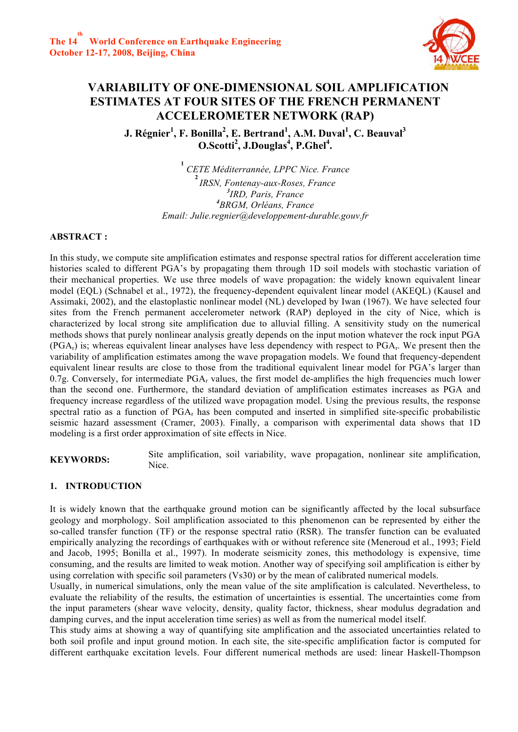# VARIABILITY OF ONE-DIMENSIONAL SOIL AMPLIFICATION ESTIMATES AT FOUR SITES OF THE FRENCH PERMANENT ACCELEROMETER NETWORK (RAP)

**J. Régnier[1], F. Bonilla[2], E. Bertrand[1], A.M. Duval[1], C. Beauval[3] O.Scotti[2], J.Douglas[4], P.Ghel[4].**

[1] *CETE Méditerrannée, LPPC Nice. France*
[2] *IRSN, Fontenay-aux-Roses, France*
[3] *IRD, Paris, France*
[4] *BRGM, Orléans, France*
*Email: Julie.regnier@developpement-durable.gouv.fr*

**ABSTRACT :**

In this study, we compute site amplification estimates and response spectral ratios for different acceleration time histories scaled to different PGA's by propagating them through 1D soil models with stochastic variation of their mechanical properties. We use three models of wave propagation: the widely known equivalent linear model (EQL) (Schnabel et al., 1972), the frequency-dependent equivalent linear model (AKEQL) (Kausel and Assimaki, 2002), and the elastoplastic nonlinear model (NL) developed by Iwan (1967). We have selected four sites from the French permanent accelerometer network (RAP) deployed in the city of Nice, which is characterized by local strong site amplification due to alluvial filling. A sensitivity study on the numerical methods shows that purely nonlinear analysis greatly depends on the input motion whatever the rock input PGA ($PGA_r$) is; whereas equivalent linear analyses have less dependency with respect to $PGA_r$. We present then the variability of amplification estimates among the wave propagation models. We found that frequency-dependent equivalent linear results are close to those from the traditional equivalent linear model for PGA's larger than 0.7g. Conversely, for intermediate $PGA_r$ values, the first model de-amplifies the high frequencies much lower than the second one. Furthermore, the standard deviation of amplification estimates increases as PGA and frequency increase regardless of the utilized wave propagation model. Using the previous results, the response spectral ratio as a function of $PGA_r$ has been computed and inserted in simplified site-specific probabilistic seismic hazard assessment (Cramer, 2003). Finally, a comparison with experimental data shows that 1D modeling is a first order approximation of site effects in Nice.

**KEYWORDS:** Site amplification, soil variability, wave propagation, nonlinear site amplification, Nice.

## 1. INTRODUCTION

It is widely known that the earthquake ground motion can be significantly affected by the local subsurface geology and morphology. Soil amplification associated to this phenomenon can be represented by either the so-called transfer function (TF) or the response spectral ratio (RSR). The transfer function can be evaluated empirically analyzing the recordings of earthquakes with or without reference site (Meneroud et al., 1993; Field and Jacob, 1995; Bonilla et al., 1997). In moderate seismicity zones, this methodology is expensive, time consuming, and the results are limited to weak motion. Another way of specifying soil amplification is either by using correlation with specific soil parameters (Vs30) or by the mean of calibrated numerical models.

Usually, in numerical simulations, only the mean value of the site amplification is calculated. Nevertheless, to evaluate the reliability of the results, the estimation of uncertainties is essential. The uncertainties come from the input parameters (shear wave velocity, density, quality factor, thickness, shear modulus degradation and damping curves, and the input acceleration time series) as well as from the numerical model itself.

This study aims at showing a way of quantifying site amplification and the associated uncertainties related to both soil profile and input ground motion. In each site, the site-specific amplification factor is computed for different earthquake excitation levels. Four different numerical methods are used: linear Haskell-Thompson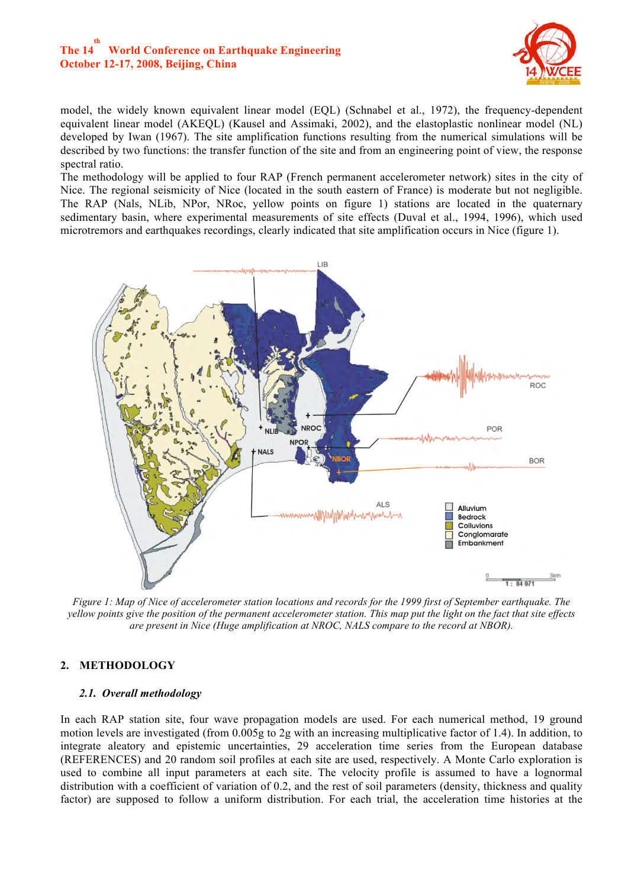model, the widely known equivalent linear model (EQL) (Schnabel et al., 1972), the frequency-dependent equivalent linear model (AKEQL) (Kausel and Assimaki, 2002), and the elastoplastic nonlinear model (NL) developed by Iwan (1967). The site amplification functions resulting from the numerical simulations will be described by two functions: the transfer function of the site and from an engineering point of view, the response spectral ratio.

The methodology will be applied to four RAP (French permanent accelerometer network) sites in the city of Nice. The regional seismicity of Nice (located in the south eastern of France) is moderate but not negligible. The RAP (Nals, NLib, NPor, NRoc, yellow points on figure 1) stations are located in the quaternary sedimentary basin, where experimental measurements of site effects (Duval et al., 1994, 1996), which used microtremors and earthquakes recordings, clearly indicated that site amplification occurs in Nice (figure 1).

*Figure 1: Map of Nice of accelerometer station locations and records for the 1999 first of September earthquake. The yellow points give the position of the permanent accelerometer station. This map put the light on the fact that site effects are present in Nice (Huge amplification at NROC, NALS compare to the record at NBOR).*

## 2. METHODOLOGY

### 2.1. Overall methodology

In each RAP station site, four wave propagation models are used. For each numerical method, 19 ground motion levels are investigated (from 0.005g to 2g with an increasing multiplicative factor of 1.4). In addition, to integrate aleatory and epistemic uncertainties, 29 acceleration time series from the European database (REFERENCES) and 20 random soil profiles at each site are used, respectively. A Monte Carlo exploration is used to combine all input parameters at each site. The velocity profile is assumed to have a lognormal distribution with a coefficient of variation of 0.2, and the rest of soil parameters (density, thickness and quality factor) are supposed to follow a uniform distribution. For each trial, the acceleration time histories at the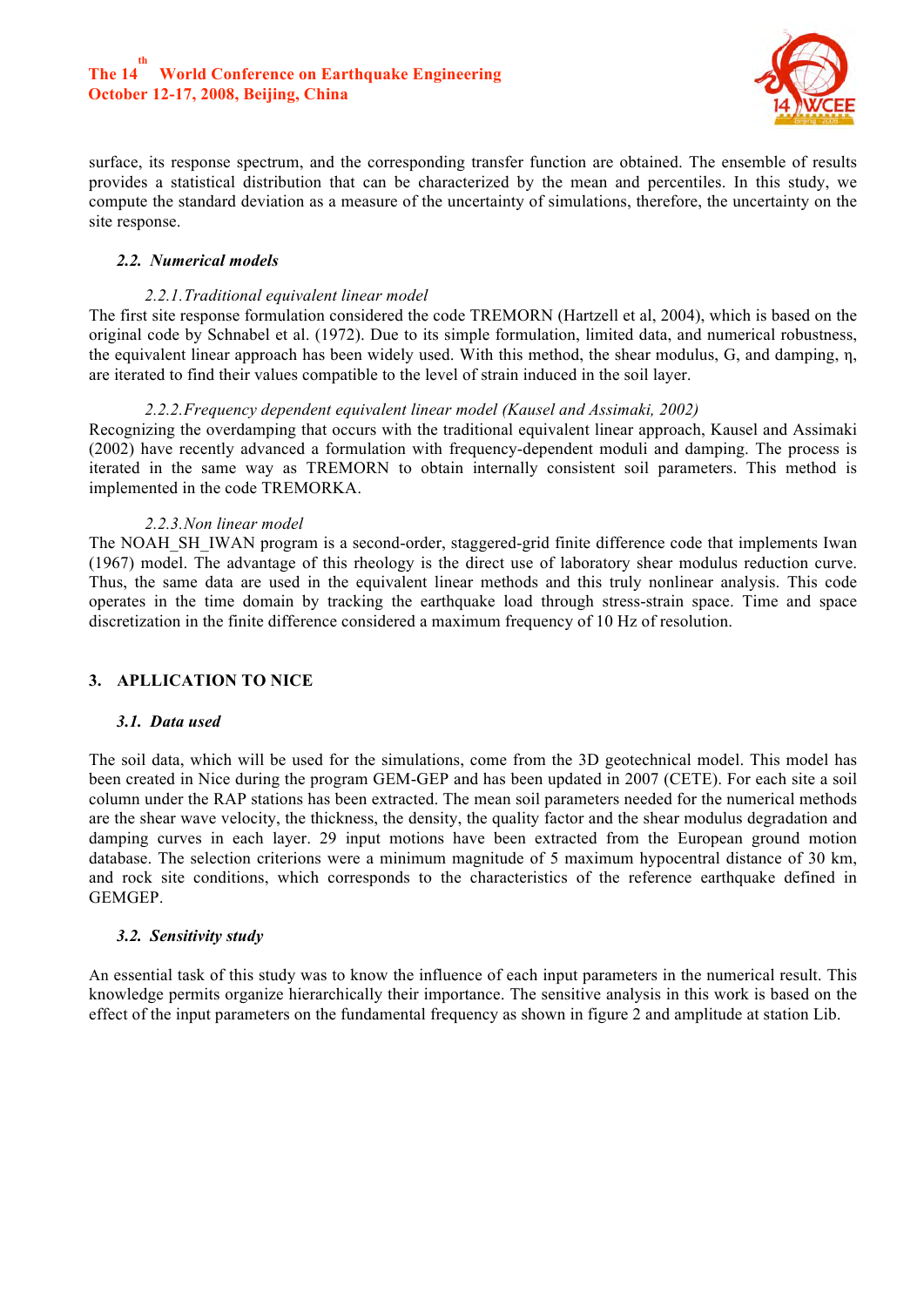surface, its response spectrum, and the corresponding transfer function are obtained. The ensemble of results provides a statistical distribution that can be characterized by the mean and percentiles. In this study, we compute the standard deviation as a measure of the uncertainty of simulations, therefore, the uncertainty on the site response.

### *2.2. Numerical models*

#### *2.2.1. Traditional equivalent linear model*

The first site response formulation considered the code TREMORN (Hartzell et al, 2004), which is based on the original code by Schnabel et al. (1972). Due to its simple formulation, limited data, and numerical robustness, the equivalent linear approach has been widely used. With this method, the shear modulus, G, and damping, $\eta$, are iterated to find their values compatible to the level of strain induced in the soil layer.

#### *2.2.2. Frequency dependent equivalent linear model (Kausel and Assimaki, 2002)*

Recognizing the overdamping that occurs with the traditional equivalent linear approach, Kausel and Assimaki (2002) have recently advanced a formulation with frequency-dependent moduli and damping. The process is iterated in the same way as TREMORN to obtain internally consistent soil parameters. This method is implemented in the code TREMORKA.

#### *2.2.3. Non linear model*

The NOAH_SH_IWAN program is a second-order, staggered-grid finite difference code that implements Iwan (1967) model. The advantage of this rheology is the direct use of laboratory shear modulus reduction curve. Thus, the same data are used in the equivalent linear methods and this truly nonlinear analysis. This code operates in the time domain by tracking the earthquake load through stress-strain space. Time and space discretization in the finite difference considered a maximum frequency of 10 Hz of resolution.

## 3. APLLICATION TO NICE

### *3.1. Data used*

The soil data, which will be used for the simulations, come from the 3D geotechnical model. This model has been created in Nice during the program GEM-GEP and has been updated in 2007 (CETE). For each site a soil column under the RAP stations has been extracted. The mean soil parameters needed for the numerical methods are the shear wave velocity, the thickness, the density, the quality factor and the shear modulus degradation and damping curves in each layer. 29 input motions have been extracted from the European ground motion database. The selection criterions were a minimum magnitude of 5 maximum hypocentral distance of 30 km, and rock site conditions, which corresponds to the characteristics of the reference earthquake defined in GEMGEP.

### *3.2. Sensitivity study*

An essential task of this study was to know the influence of each input parameters in the numerical result. This knowledge permits organize hierarchically their importance. The sensitive analysis in this work is based on the effect of the input parameters on the fundamental frequency as shown in figure 2 and amplitude at station Lib.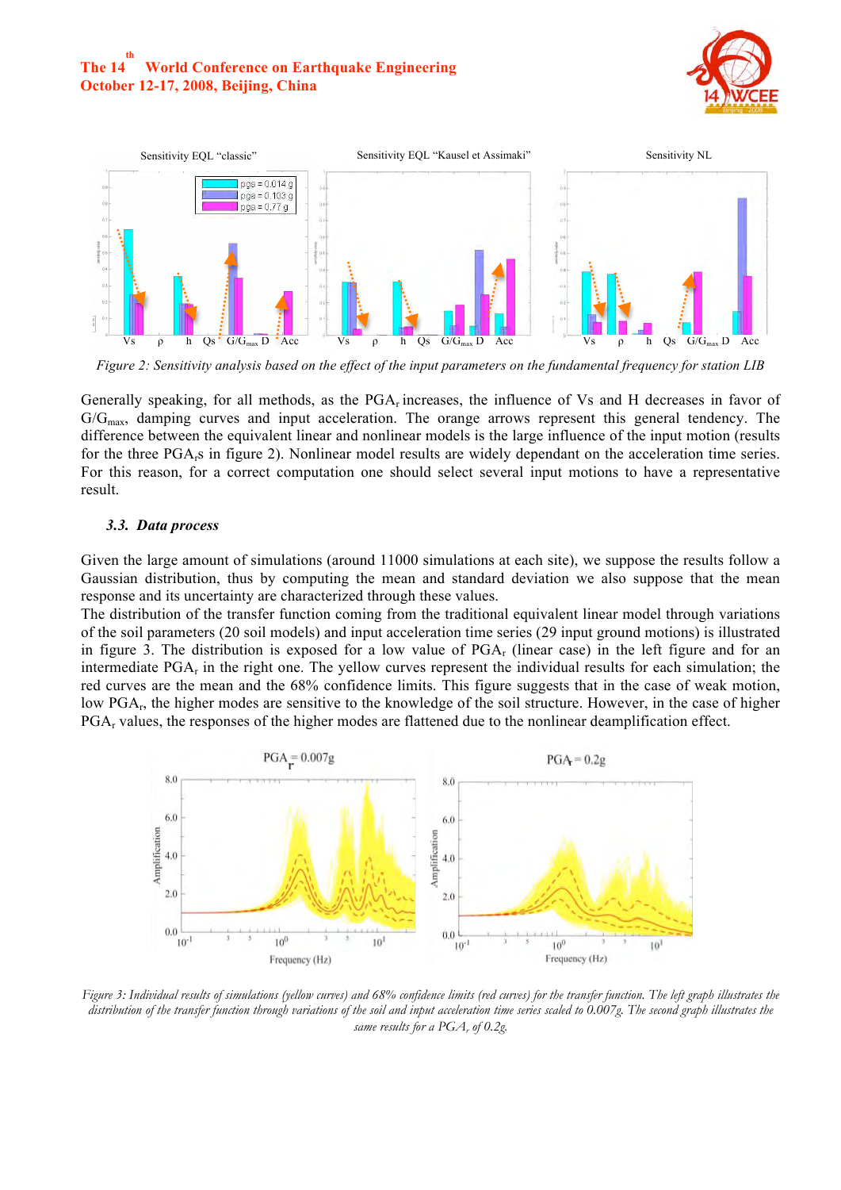Figure 2: Sensitivity analysis based on the effect of the input parameters on the fundamental frequency for station LIB

Generally speaking, for all methods, as the $PGA_r$ increases, the influence of Vs and H decreases in favor of $G/G_{max}$, damping curves and input acceleration. The orange arrows represent this general tendency. The difference between the equivalent linear and nonlinear models is the large influence of the input motion (results for the three $PGA_r$s in figure 2). Nonlinear model results are widely dependant on the acceleration time series. For this reason, for a correct computation one should select several input motions to have a representative result.

### 3.3. *Data process*

Given the large amount of simulations (around 11000 simulations at each site), we suppose the results follow a Gaussian distribution, thus by computing the mean and standard deviation we also suppose that the mean response and its uncertainty are characterized through these values.

The distribution of the transfer function coming from the traditional equivalent linear model through variations of the soil parameters (20 soil models) and input acceleration time series (29 input ground motions) is illustrated in figure 3. The distribution is exposed for a low value of $PGA_r$ (linear case) in the left figure and for an intermediate $PGA_r$ in the right one. The yellow curves represent the individual results for each simulation; the red curves are the mean and the 68% confidence limits. This figure suggests that in the case of weak motion, low $PGA_r$, the higher modes are sensitive to the knowledge of the soil structure. However, in the case of higher $PGA_r$ values, the responses of the higher modes are flattened due to the nonlinear deamplification effect.

*Figure 3: Individual results of simulations (yellow curves) and 68% confidence limits (red curves) for the transfer function. The left graph illustrates the distribution of the transfer function through variations of the soil and input acceleration time series scaled to 0.007g. The second graph illustrates the same results for a $PGA_r$ of 0.2g.*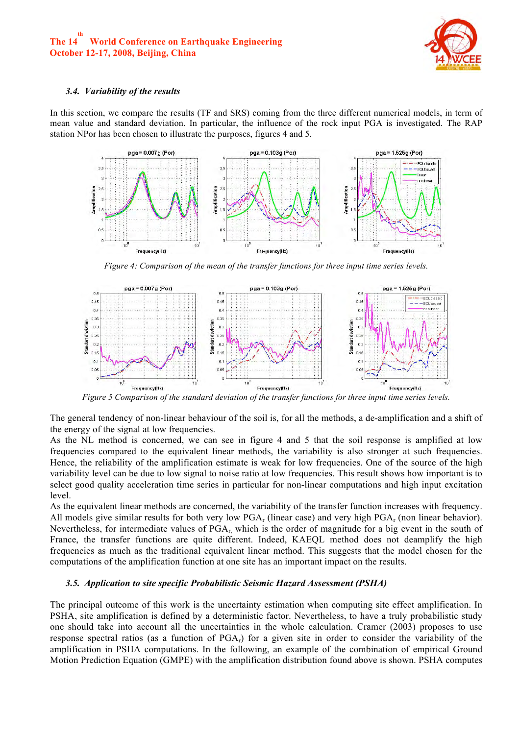### 3.4. Variability of the results

In this section, we compare the results (TF and SRS) coming from the three different numerical models, in term of mean value and standard deviation. In particular, the influence of the rock input PGA is investigated. The RAP station NPor has been chosen to illustrate the purposes, figures 4 and 5.

*Figure 4: Comparison of the mean of the transfer functions for three input time series levels.*

*Figure 5 Comparison of the standard deviation of the transfer functions for three input time series levels.*

The general tendency of non-linear behaviour of the soil is, for all the methods, a de-amplification and a shift of the energy of the signal at low frequencies.

As the NL method is concerned, we can see in figure 4 and 5 that the soil response is amplified at low frequencies compared to the equivalent linear methods, the variability is also stronger at such frequencies. Hence, the reliability of the amplification estimate is weak for low frequencies. One of the source of the high variability level can be due to low signal to noise ratio at low frequencies. This result shows how important is to select good quality acceleration time series in particular for non-linear computations and high input excitation level.

As the equivalent linear methods are concerned, the variability of the transfer function increases with frequency. All models give similar results for both very low $PGA_r$ (linear case) and very high $PGA_r$ (non linear behavior). Nevertheless, for intermediate values of $PGA_r$, which is the order of magnitude for a big event in the south of France, the transfer functions are quite different. Indeed, KAEQL method does not deamplify the high frequencies as much as the traditional equivalent linear method. This suggests that the model chosen for the computations of the amplification function at one site has an important impact on the results.

### 3.5. Application to site specific Probabilistic Seismic Hazard Assessment (PSHA)

The principal outcome of this work is the uncertainty estimation when computing site effect amplification. In PSHA, site amplification is defined by a deterministic factor. Nevertheless, to have a truly probabilistic study one should take into account all the uncertainties in the whole calculation. Cramer (2003) proposes to use response spectral ratios (as a function of $PGA_r$) for a given site in order to consider the variability of the amplification in PSHA computations. In the following, an example of the combination of empirical Ground Motion Prediction Equation (GMPE) with the amplification distribution found above is shown. PSHA computes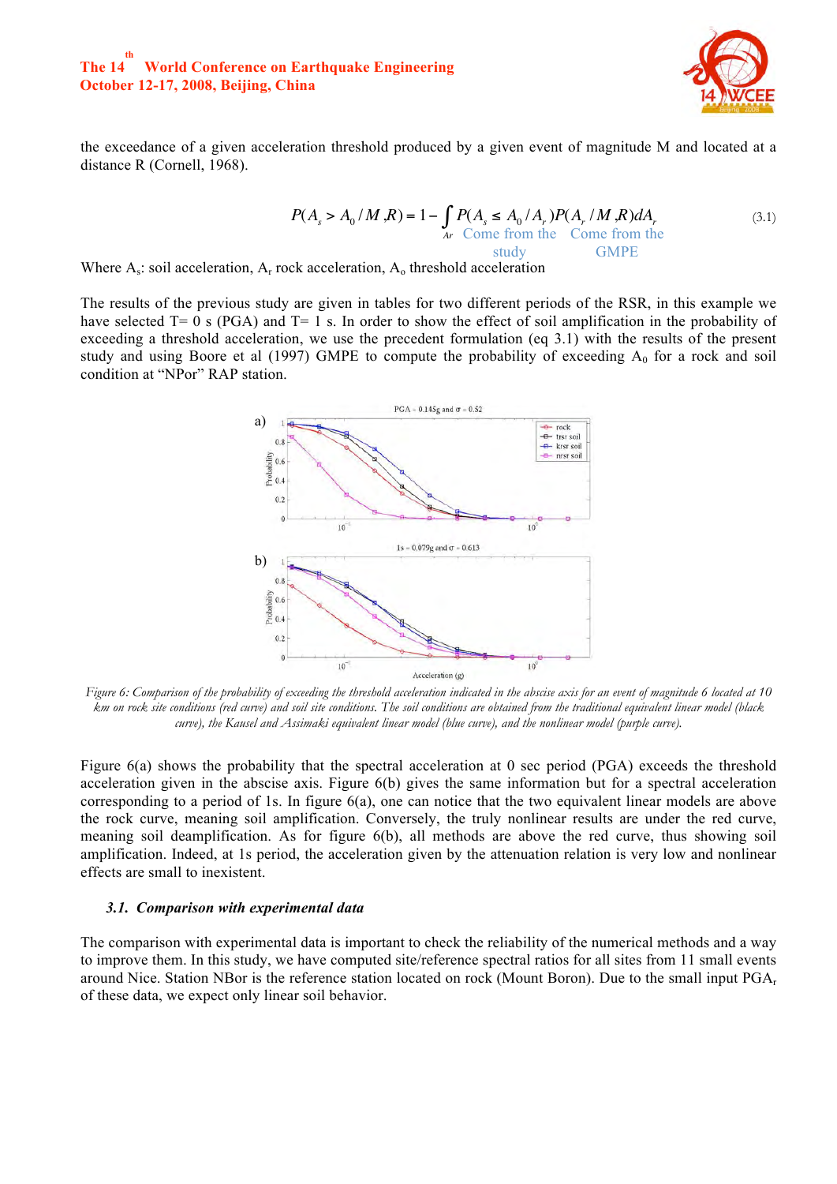the exceedance of a given acceleration threshold produced by a given event of magnitude M and located at a distance R (Cornell, 1968).

$$P(A_s > A_0 / M, R) = 1 - \int_{Ar} \underbrace{P(A_s \leq A_0 / A_r)}_{\text{Come from the study}} \underbrace{P(A_r / M, R)}_{\text{Come from the GMPE}} dA_r \tag{3.1}$$

Where $A_s$: soil acceleration, $A_r$ rock acceleration, $A_o$ threshold acceleration

The results of the previous study are given in tables for two different periods of the RSR, in this example we have selected T= 0 s (PGA) and T= 1 s. In order to show the effect of soil amplification in the probability of exceeding a threshold acceleration, we use the precedent formulation (eq 3.1) with the results of the present study and using Boore et al (1997) GMPE to compute the probability of exceeding $A_0$ for a rock and soil condition at "NPor" RAP station.

*Figure 6: Comparison of the probability of exceeding the threshold acceleration indicated in the abscise axis for an event of magnitude 6 located at 10 km on rock site conditions (red curve) and soil site conditions. The soil conditions are obtained from the traditional equivalent linear model (black curve), the Kausel and Assimaki equivalent linear model (blue curve), and the nonlinear model (purple curve).*

Figure 6(a) shows the probability that the spectral acceleration at 0 sec period (PGA) exceeds the threshold acceleration given in the abscise axis. Figure 6(b) gives the same information but for a spectral acceleration corresponding to a period of 1s. In figure 6(a), one can notice that the two equivalent linear models are above the rock curve, meaning soil amplification. Conversely, the truly nonlinear results are under the red curve, meaning soil deamplification. As for figure 6(b), all methods are above the red curve, thus showing soil amplification. Indeed, at 1s period, the acceleration given by the attenuation relation is very low and nonlinear effects are small to inexistent.

### 3.1. Comparison with experimental data

The comparison with experimental data is important to check the reliability of the numerical methods and a way to improve them. In this study, we have computed site/reference spectral ratios for all sites from 11 small events around Nice. Station NBor is the reference station located on rock (Mount Boron). Due to the small input $PGA_r$ of these data, we expect only linear soil behavior.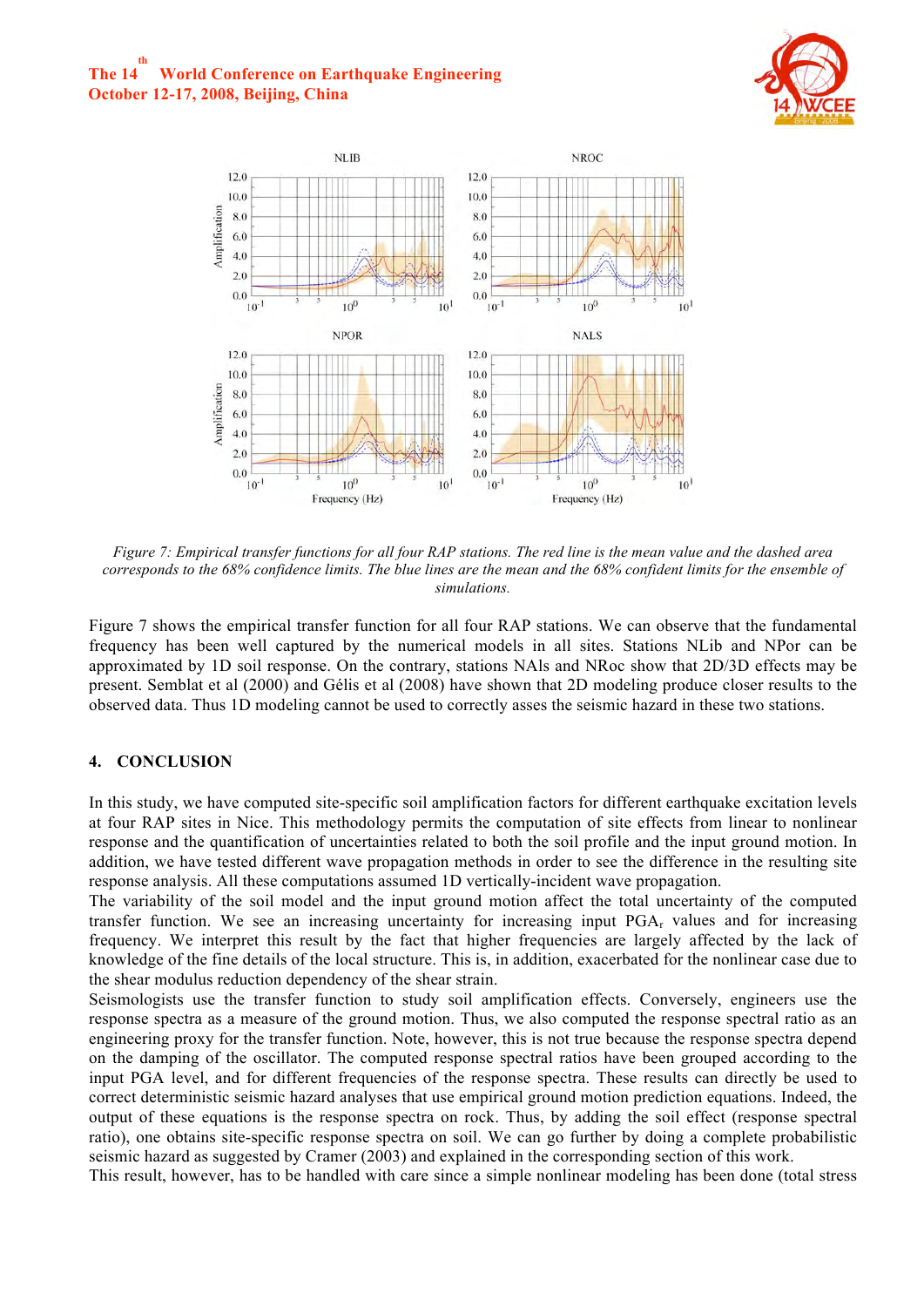*Figure 7: Empirical transfer functions for all four RAP stations. The red line is the mean value and the dashed area corresponds to the 68% confidence limits. The blue lines are the mean and the 68% confident limits for the ensemble of simulations.*

Figure 7 shows the empirical transfer function for all four RAP stations. We can observe that the fundamental frequency has been well captured by the numerical models in all sites. Stations NLib and NPor can be approximated by 1D soil response. On the contrary, stations NAls and NRoc show that 2D/3D effects may be present. Semblat et al (2000) and Gélis et al (2008) have shown that 2D modeling produce closer results to the observed data. Thus 1D modeling cannot be used to correctly asses the seismic hazard in these two stations.

## 4. CONCLUSION

In this study, we have computed site-specific soil amplification factors for different earthquake excitation levels at four RAP sites in Nice. This methodology permits the computation of site effects from linear to nonlinear response and the quantification of uncertainties related to both the soil profile and the input ground motion. In addition, we have tested different wave propagation methods in order to see the difference in the resulting site response analysis. All these computations assumed 1D vertically-incident wave propagation.

The variability of the soil model and the input ground motion affect the total uncertainty of the computed transfer function. We see an increasing uncertainty for increasing input $PGA_r$ values and for increasing frequency. We interpret this result by the fact that higher frequencies are largely affected by the lack of knowledge of the fine details of the local structure. This is, in addition, exacerbated for the nonlinear case due to the shear modulus reduction dependency of the shear strain.

Seismologists use the transfer function to study soil amplification effects. Conversely, engineers use the response spectra as a measure of the ground motion. Thus, we also computed the response spectral ratio as an engineering proxy for the transfer function. Note, however, this is not true because the response spectra depend on the damping of the oscillator. The computed response spectral ratios have been grouped according to the input PGA level, and for different frequencies of the response spectra. These results can directly be used to correct deterministic seismic hazard analyses that use empirical ground motion prediction equations. Indeed, the output of these equations is the response spectra on rock. Thus, by adding the soil effect (response spectral ratio), one obtains site-specific response spectra on soil. We can go further by doing a complete probabilistic seismic hazard as suggested by Cramer (2003) and explained in the corresponding section of this work.

This result, however, has to be handled with care since a simple nonlinear modeling has been done (total stress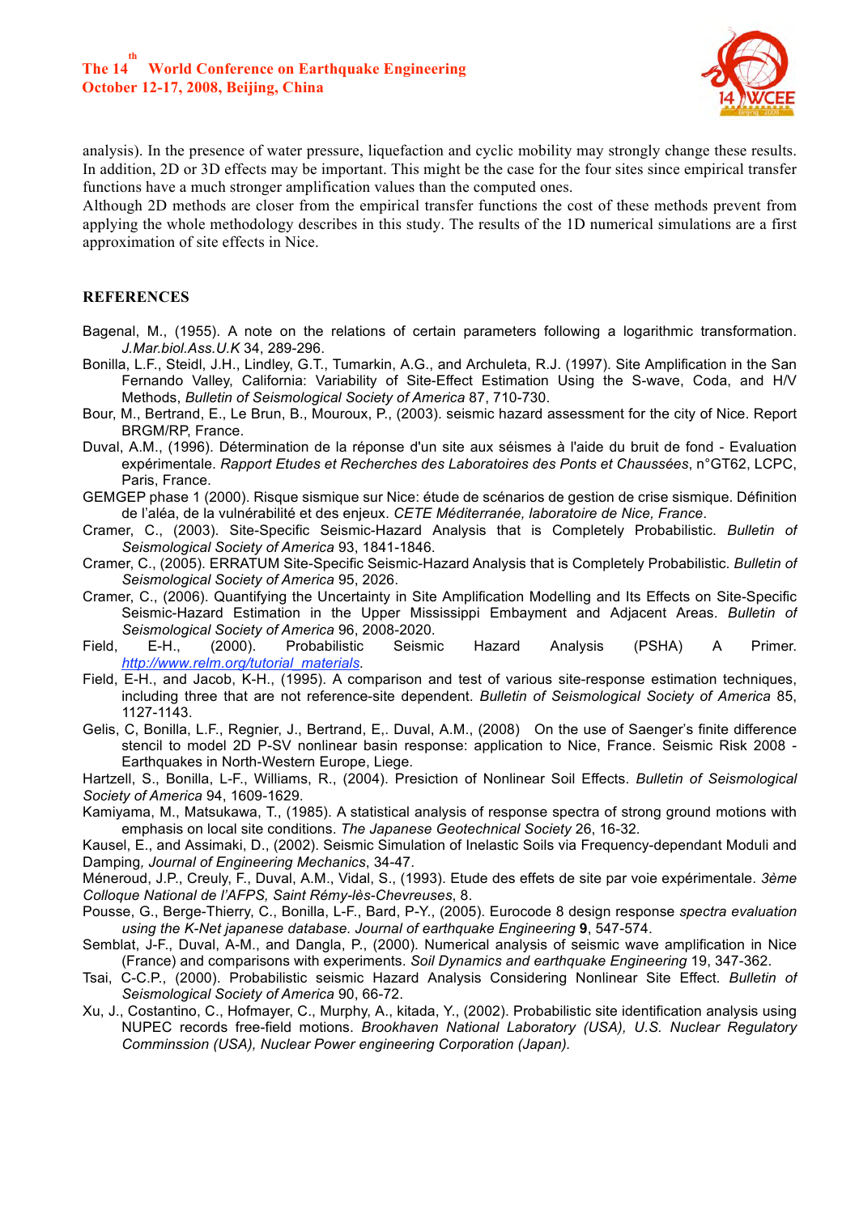analysis). In the presence of water pressure, liquefaction and cyclic mobility may strongly change these results. In addition, 2D or 3D effects may be important. This might be the case for the four sites since empirical transfer functions have a much stronger amplification values than the computed ones.

Although 2D methods are closer from the empirical transfer functions the cost of these methods prevent from applying the whole methodology describes in this study. The results of the 1D numerical simulations are a first approximation of site effects in Nice.

## REFERENCES

Bagenal, M., (1955). A note on the relations of certain parameters following a logarithmic transformation. *J.Mar.biol.Ass.U.K* 34, 289-296.

Bonilla, L.F., Steidl, J.H., Lindley, G.T., Tumarkin, A.G., and Archuleta, R.J. (1997). Site Amplification in the San Fernando Valley, California: Variability of Site-Effect Estimation Using the S-wave, Coda, and H/V Methods, *Bulletin of Seismological Society of America* 87, 710-730.

Bour, M., Bertrand, E., Le Brun, B., Mouroux, P., (2003). seismic hazard assessment for the city of Nice. Report BRGM/RP, France.

Duval, A.M., (1996). Détermination de la réponse d'un site aux séismes à l'aide du bruit de fond - Evaluation expérimentale. *Rapport Etudes et Recherches des Laboratoires des Ponts et Chaussées*, n°GT62, LCPC, Paris, France.

GEMGEP phase 1 (2000). Risque sismique sur Nice: étude de scénarios de gestion de crise sismique. Définition de l'aléa, de la vulnérabilité et des enjeux. *CETE Méditerranée, laboratoire de Nice, France*.

Cramer, C., (2003). Site-Specific Seismic-Hazard Analysis that is Completely Probabilistic. *Bulletin of Seismological Society of America* 93, 1841-1846.

Cramer, C., (2005). ERRATUM Site-Specific Seismic-Hazard Analysis that is Completely Probabilistic. *Bulletin of Seismological Society of America* 95, 2026.

Cramer, C., (2006). Quantifying the Uncertainty in Site Amplification Modelling and Its Effects on Site-Specific Seismic-Hazard Estimation in the Upper Mississippi Embayment and Adjacent Areas. *Bulletin of Seismological Society of America* 96, 2008-2020.

Field, E-H., (2000). Probabilistic Seismic Hazard Analysis (PSHA) A Primer. *http://www.relm.org/tutorial_materials.*

Field, E-H., and Jacob, K-H., (1995). A comparison and test of various site-response estimation techniques, including three that are not reference-site dependent. *Bulletin of Seismological Society of America* 85, 1127-1143.

Gelis, C, Bonilla, L.F., Regnier, J., Bertrand, E,. Duval, A.M., (2008) On the use of Saenger's finite difference stencil to model 2D P-SV nonlinear basin response: application to Nice, France. Seismic Risk 2008 - Earthquakes in North-Western Europe, Liege.

Hartzell, S., Bonilla, L-F., Williams, R., (2004). Presiction of Nonlinear Soil Effects. *Bulletin of Seismological Society of America* 94, 1609-1629.

Kamiyama, M., Matsukawa, T., (1985). A statistical analysis of response spectra of strong ground motions with emphasis on local site conditions. *The Japanese Geotechnical Society* 26, 16-32.

Kausel, E., and Assimaki, D., (2002). Seismic Simulation of Inelastic Soils via Frequency-dependant Moduli and Damping, *Journal of Engineering Mechanics*, 34-47.

Méneroud, J.P., Creuly, F., Duval, A.M., Vidal, S., (1993). Etude des effets de site par voie expérimentale. *3ème Colloque National de l'AFPS, Saint Rémy-lès-Chevreuses*, 8.

Pousse, G., Berge-Thierry, C., Bonilla, L-F., Bard, P-Y., (2005). Eurocode 8 design response *spectra evaluation using the K-Net japanese database. Journal of earthquake Engineering* **9**, 547-574.

Semblat, J-F., Duval, A-M., and Dangla, P., (2000). Numerical analysis of seismic wave amplification in Nice (France) and comparisons with experiments. *Soil Dynamics and earthquake Engineering* 19, 347-362.

Tsai, C-C.P., (2000). Probabilistic seismic Hazard Analysis Considering Nonlinear Site Effect. *Bulletin of Seismological Society of America* 90, 66-72.

Xu, J., Costantino, C., Hofmayer, C., Murphy, A., kitada, Y., (2002). Probabilistic site identification analysis using NUPEC records free-field motions. *Brookhaven National Laboratory (USA), U.S. Nuclear Regulatory Comminssion (USA), Nuclear Power engineering Corporation (Japan).*